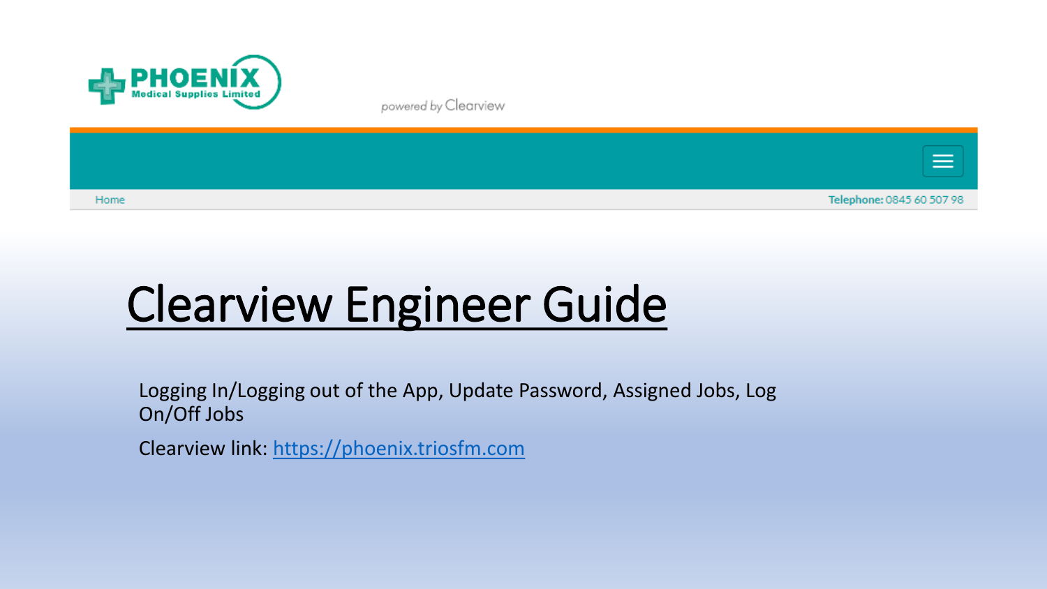PHOENIX Medical Supplies Limited

powered by Clearview

Home

Telephone: 0845 60 507 98

# Clearview Engineer Guide

Logging In/Logging out of the App, Update Password, Assigned Jobs, Log On/Off Jobs

Clearview link: https://phoenix.triosfm.com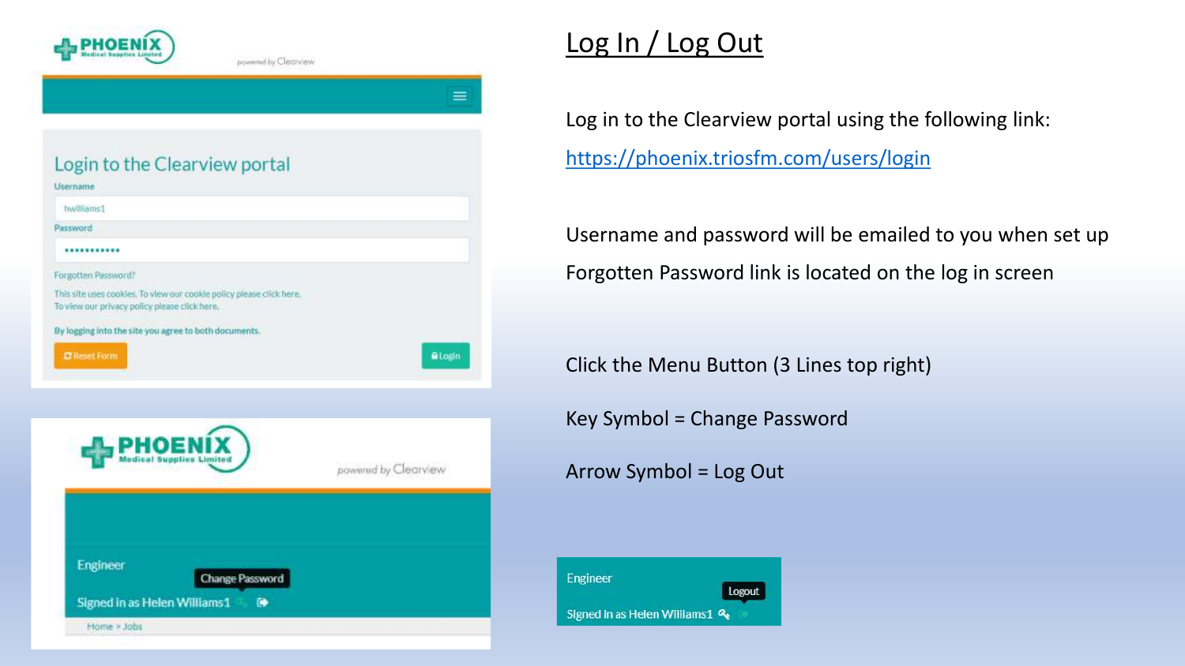# Log In / Log Out

Log in to the Clearview portal using the following link:

[https://phoenix.triosfm.com/users/login](https://phoenix.triosfm.com/users/login)

Username and password will be emailed to you when set up

Forgotten Password link is located on the log in screen

Click the Menu Button (3 Lines top right)

Key Symbol = Change Password

Arrow Symbol = Log Out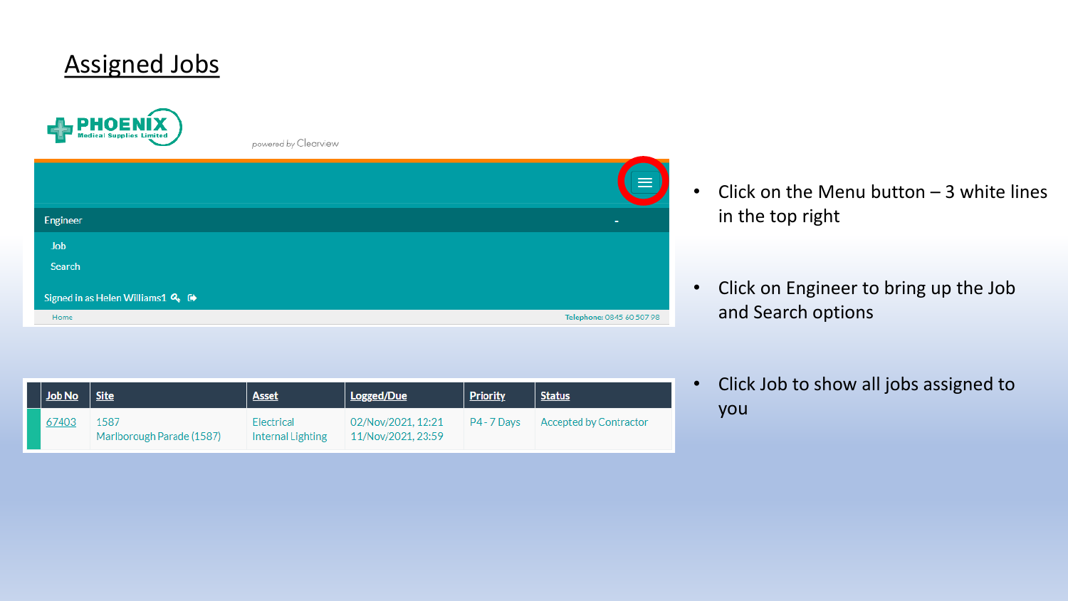# Assigned Jobs

PHOENIX Medical Supplies Limited

powered by Clearview

Engineer

Job

Search

Signed in as Helen Williams1

Home

Telephone: 0845 60 507 98

| Job No | Site | Asset | Logged/Due | Priority | Status |
|---|---|---|---|---|---|
| 67403 | 1587 Marlborough Parade (1587) | Electrical Internal Lighting | 02/Nov/2021, 12:21 11/Nov/2021, 23:59 | P4 - 7 Days | Accepted by Contractor |

- Click on the Menu button – 3 white lines in the top right
- Click on Engineer to bring up the Job and Search options
- Click Job to show all jobs assigned to you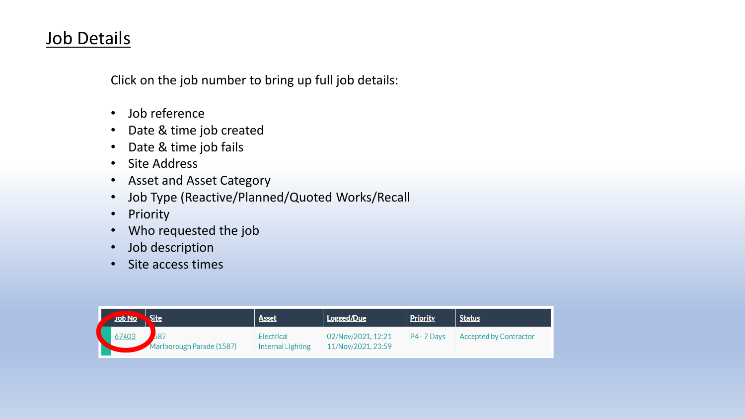# Job Details

Click on the job number to bring up full job details:

- Job reference
- Date & time job created
- Date & time job fails
- Site Address
- Asset and Asset Category
- Job Type (Reactive/Planned/Quoted Works/Recall
- Priority
- Who requested the job
- Job description
- Site access times

| Job No | Site | Asset | Logged/Due | Priority | Status |
| --- | --- | --- | --- | --- | --- |
| 67403 | 587 Marlborough Parade (1587) | Electrical Internal Lighting | 02/Nov/2021, 12:21 11/Nov/2021, 23:59 | P4 - 7 Days | Accepted by Contractor |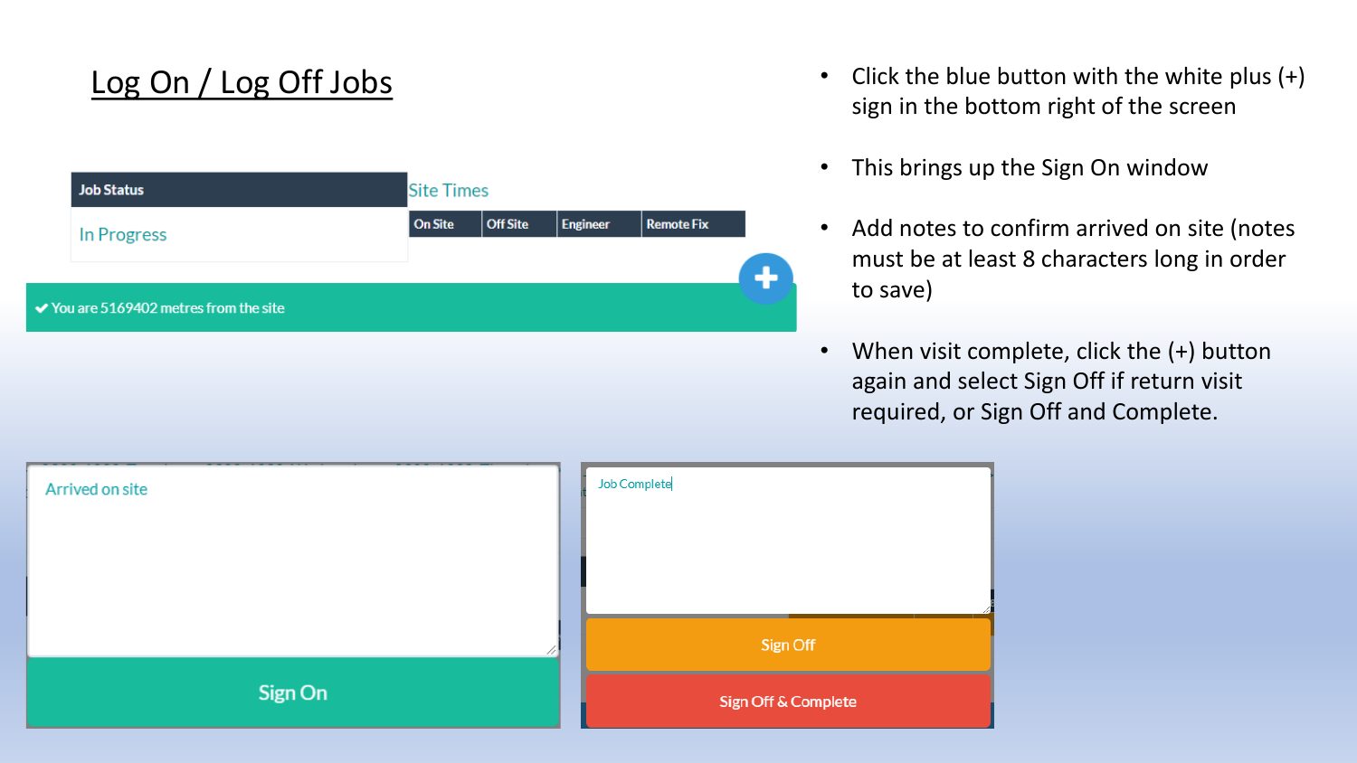# Log On / Log Off Jobs

| Job Status |
| --- |
| In Progress |

Site Times

| On Site | Off Site | Engineer | Remote Fix |
| --- | --- | --- | --- |

You are 5169402 metres from the site

Arrived on site

Sign On

Job Complete

Sign Off

Sign Off & Complete

- Click the blue button with the white plus (+) sign in the bottom right of the screen
- This brings up the Sign On window
- Add notes to confirm arrived on site (notes must be at least 8 characters long in order to save)
- When visit complete, click the (+) button again and select Sign Off if return visit required, or Sign Off and Complete.